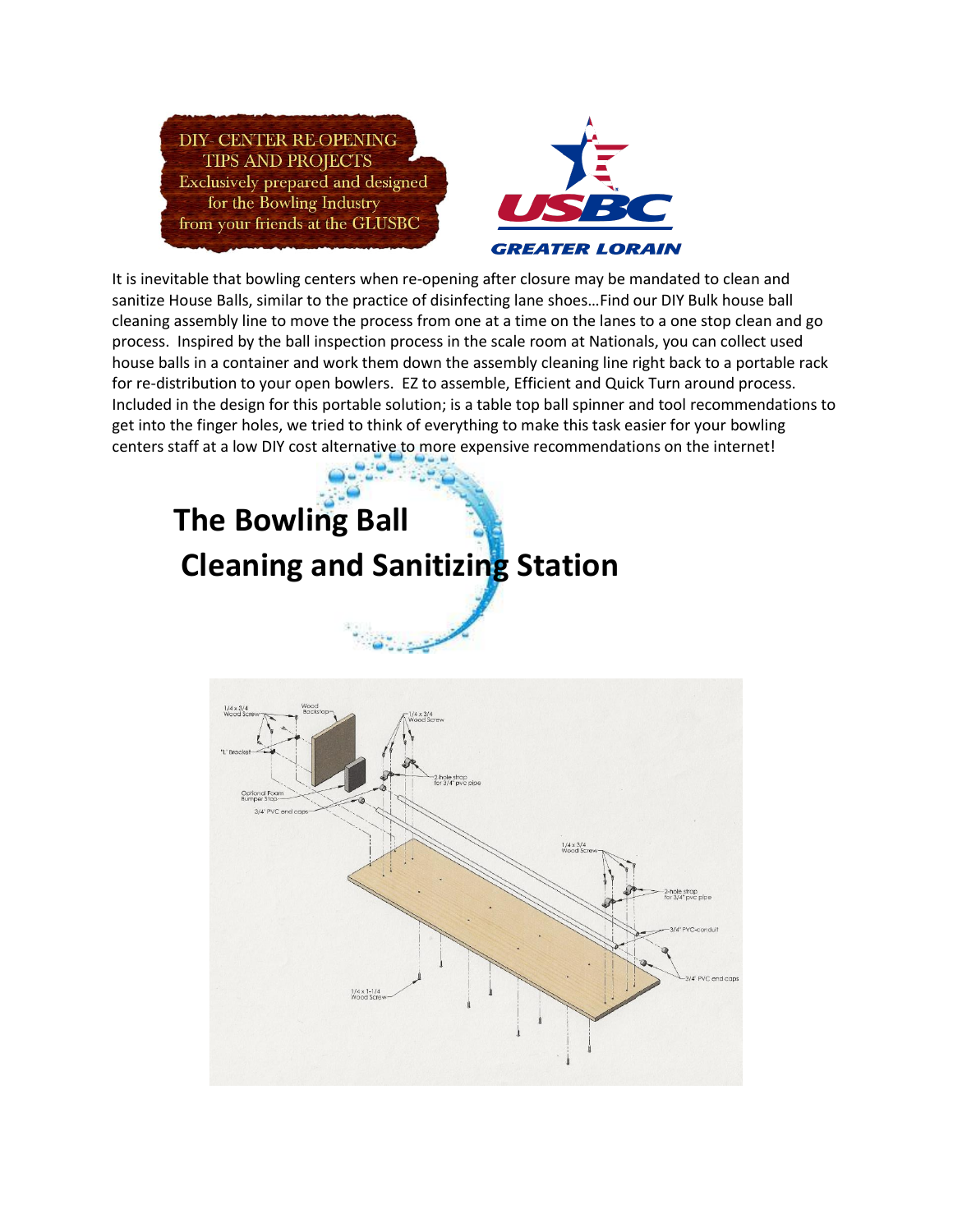DIY- CENTER RE-OPENING TIPS AND PROJECTS
Exclusively prepared and designed for the Bowling Industry from your friends at the GLUSBC

USBC GREATER LORAIN

It is inevitable that bowling centers when re-opening after closure may be mandated to clean and sanitize House Balls, similar to the practice of disinfecting lane shoes…Find our DIY Bulk house ball cleaning assembly line to move the process from one at a time on the lanes to a one stop clean and go process. Inspired by the ball inspection process in the scale room at Nationals, you can collect used house balls in a container and work them down the assembly cleaning line right back to a portable rack for re-distribution to your open bowlers. EZ to assemble, Efficient and Quick Turn around process. Included in the design for this portable solution; is a table top ball spinner and tool recommendations to get into the finger holes, we tried to think of everything to make this task easier for your bowling centers staff at a low DIY cost alternative to more expensive recommendations on the internet!

# The Bowling Ball Cleaning and Sanitizing Station

1/4 x 3/4 Wood Screw
Wood Backstop
"L" Bracket
Optional Foam Bumper Stop
3/4" PVC end caps
1/4 x 3/4 Wood Screw
2-hole strap for 3/4" pvc pipe
1/4 x 3/4 Wood Screw
2-hole strap for 3/4" pvc pipe
3/4" PVC conduit
3/4" PVC end caps
1/4 x 1-1/4 Wood Screw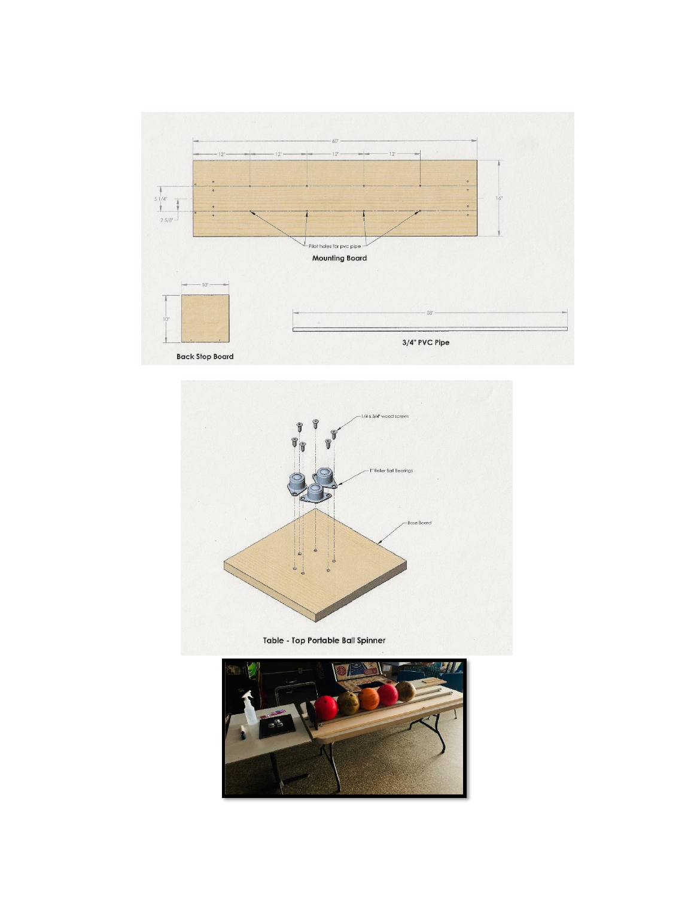Mounting Board

Back Stop Board

3/4" PVC Pipe

Table - Top Portable Ball Spinner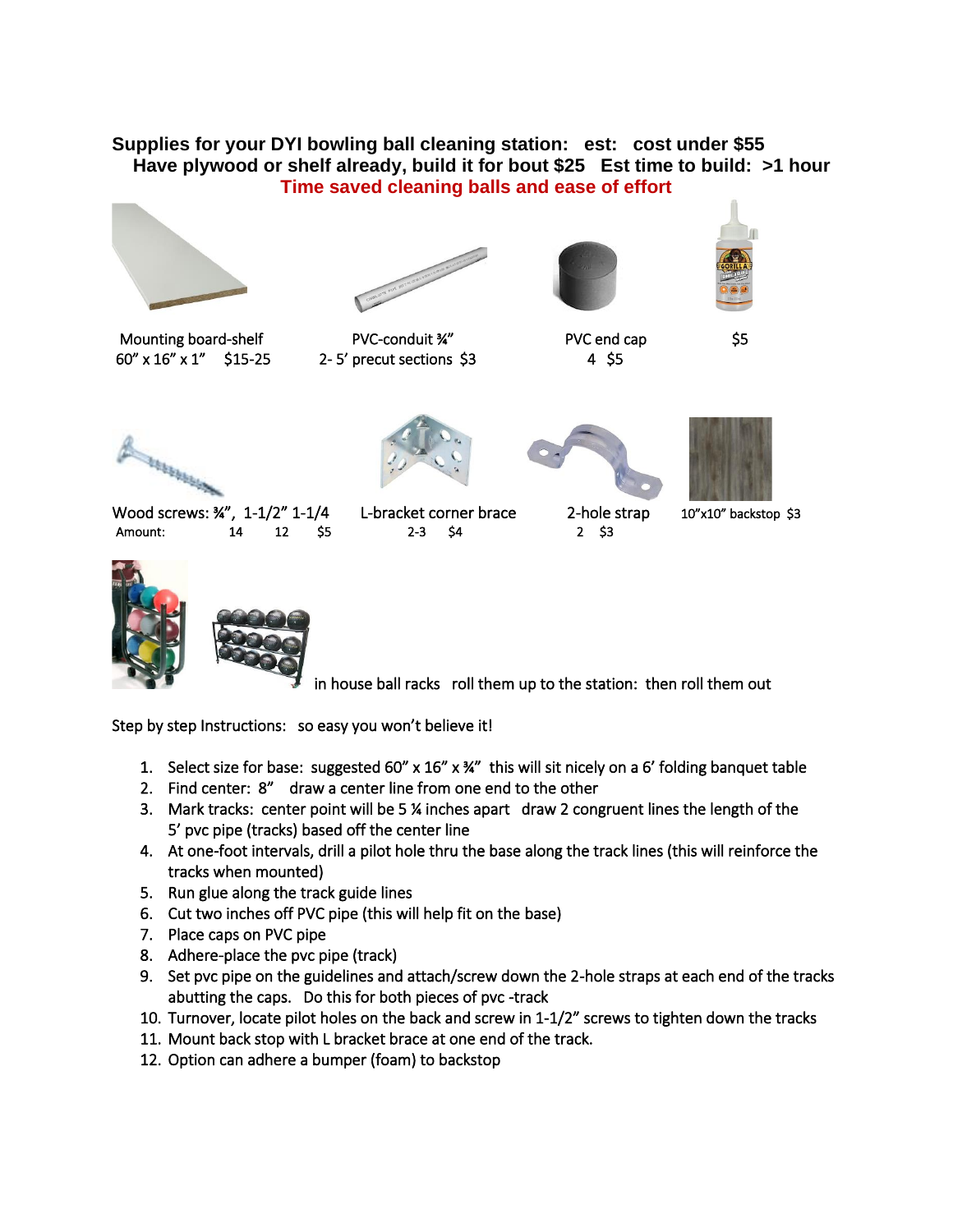**Supplies for your DYI bowling ball cleaning station: est: cost under $55**
**Have plywood or shelf already, build it for bout $25 Est time to build: >1 hour**
**Time saved cleaning balls and ease of effort**

Mounting board-shelf
60" x 16" x 1" $15-25

PVC-conduit ¾"
2- 5' precut sections $3

PVC end cap
4 $5

$5

Wood screws: ¾", 1-1/2" 1-1/4
Amount: 14 12 $5

L-bracket corner brace
2-3 $4

2-hole strap
2 $3

10"x10" backstop $3

in house ball racks roll them up to the station: then roll them out

Step by step Instructions: so easy you won't believe it!

1. Select size for base: suggested 60" x 16" x ¾" this will sit nicely on a 6' folding banquet table
2. Find center: 8" draw a center line from one end to the other
3. Mark tracks: center point will be 5 ¼ inches apart draw 2 congruent lines the length of the 5' pvc pipe (tracks) based off the center line
4. At one-foot intervals, drill a pilot hole thru the base along the track lines (this will reinforce the tracks when mounted)
5. Run glue along the track guide lines
6. Cut two inches off PVC pipe (this will help fit on the base)
7. Place caps on PVC pipe
8. Adhere-place the pvc pipe (track)
9. Set pvc pipe on the guidelines and attach/screw down the 2-hole straps at each end of the tracks abutting the caps. Do this for both pieces of pvc -track
10. Turnover, locate pilot holes on the back and screw in 1-1/2" screws to tighten down the tracks
11. Mount back stop with L bracket brace at one end of the track.
12. Option can adhere a bumper (foam) to backstop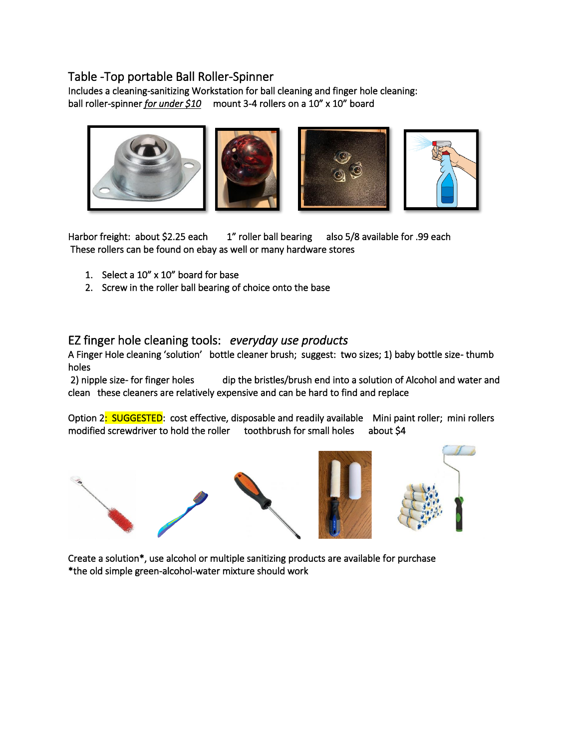## Table -Top portable Ball Roller-Spinner

Includes a cleaning-sanitizing Workstation for ball cleaning and finger hole cleaning:
ball roller-spinner ***for under $10*** mount 3-4 rollers on a 10" x 10" board

Harbor freight: about $2.25 each 1" roller ball bearing also 5/8 available for .99 each
These rollers can be found on ebay as well or many hardware stores

1. Select a 10" x 10" board for base
2. Screw in the roller ball bearing of choice onto the base

## EZ finger hole cleaning tools: *everyday use products*

A Finger Hole cleaning 'solution' bottle cleaner brush; suggest: two sizes; 1) baby bottle size- thumb holes
2) nipple size- for finger holes dip the bristles/brush end into a solution of Alcohol and water and clean these cleaners are relatively expensive and can be hard to find and replace

Option 2: SUGGESTED: cost effective, disposable and readily available Mini paint roller; mini rollers modified screwdriver to hold the roller toothbrush for small holes about $4

Create a solution*, use alcohol or multiple sanitizing products are available for purchase
*the old simple green-alcohol-water mixture should work